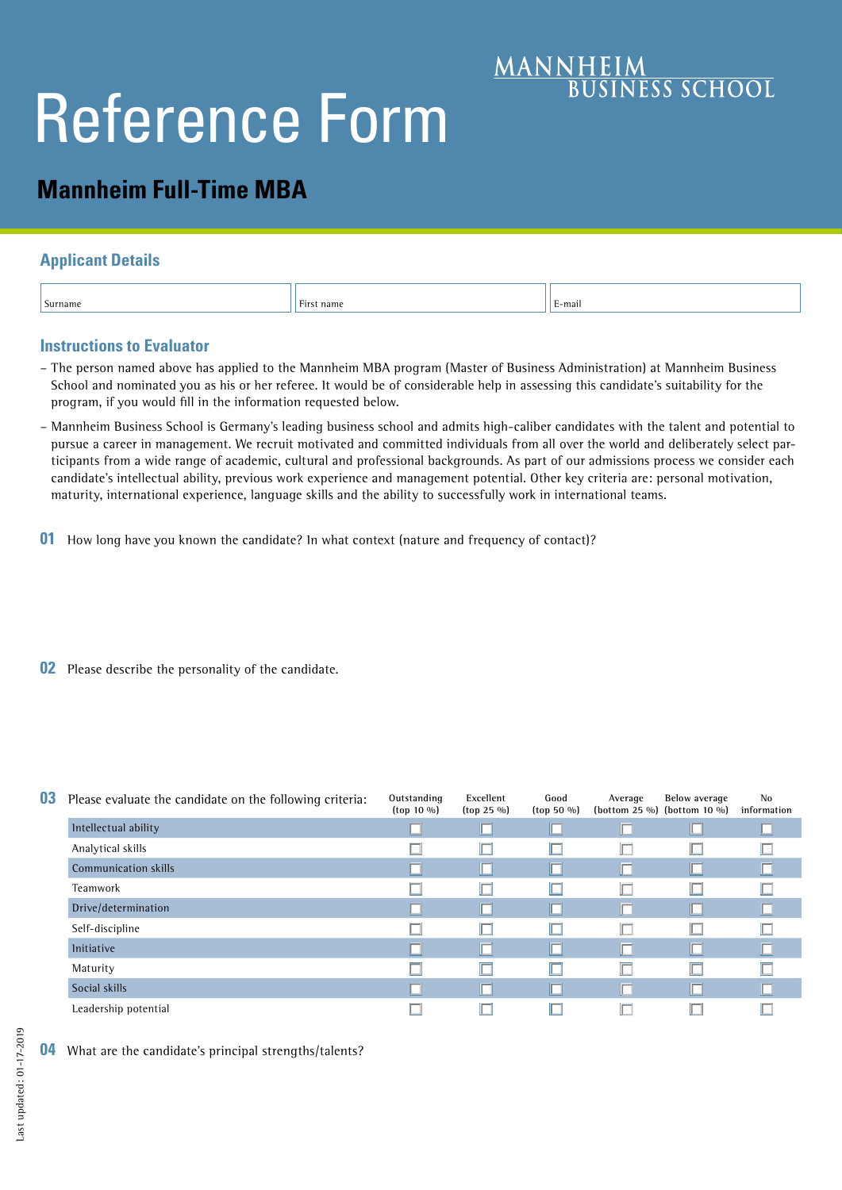MANNHEIM BUSINESS SCHOOL

# Reference Form

## Mannheim Full-Time MBA

### Applicant Details

| Surname | First name | E-mail |
|---|---|---|
| | | |

### Instructions to Evaluator

- The person named above has applied to the Mannheim MBA program (Master of Business Administration) at Mannheim Business School and nominated you as his or her referee. It would be of considerable help in assessing this candidate's suitability for the program, if you would fill in the information requested below.
- Mannheim Business School is Germany's leading business school and admits high-caliber candidates with the talent and potential to pursue a career in management. We recruit motivated and committed individuals from all over the world and deliberately select participants from a wide range of academic, cultural and professional backgrounds. As part of our admissions process we consider each candidate's intellectual ability, previous work experience and management potential. Other key criteria are: personal motivation, maturity, international experience, language skills and the ability to successfully work in international teams.

**01** How long have you known the candidate? In what context (nature and frequency of contact)?

**02** Please describe the personality of the candidate.

**03** Please evaluate the candidate on the following criteria:

| | Outstanding (top 10 %) | Excellent (top 25 %) | Good (top 50 %) | Average (bottom 25 %) | Below average (bottom 10 %) | No information |
|---|---|---|---|---|---|---|
| Intellectual ability | ☐ | ☐ | ☐ | ☐ | ☐ | ☐ |
| Analytical skills | ☐ | ☐ | ☐ | ☐ | ☐ | ☐ |
| Communication skills | ☐ | ☐ | ☐ | ☐ | ☐ | ☐ |
| Teamwork | ☐ | ☐ | ☐ | ☐ | ☐ | ☐ |
| Drive/determination | ☐ | ☐ | ☐ | ☐ | ☐ | ☐ |
| Self-discipline | ☐ | ☐ | ☐ | ☐ | ☐ | ☐ |
| Initiative | ☐ | ☐ | ☐ | ☐ | ☐ | ☐ |
| Maturity | ☐ | ☐ | ☐ | ☐ | ☐ | ☐ |
| Social skills | ☐ | ☐ | ☐ | ☐ | ☐ | ☐ |
| Leadership potential | ☐ | ☐ | ☐ | ☐ | ☐ | ☐ |

**04** What are the candidate's principal strengths/talents?

Last updated: 01-17-2019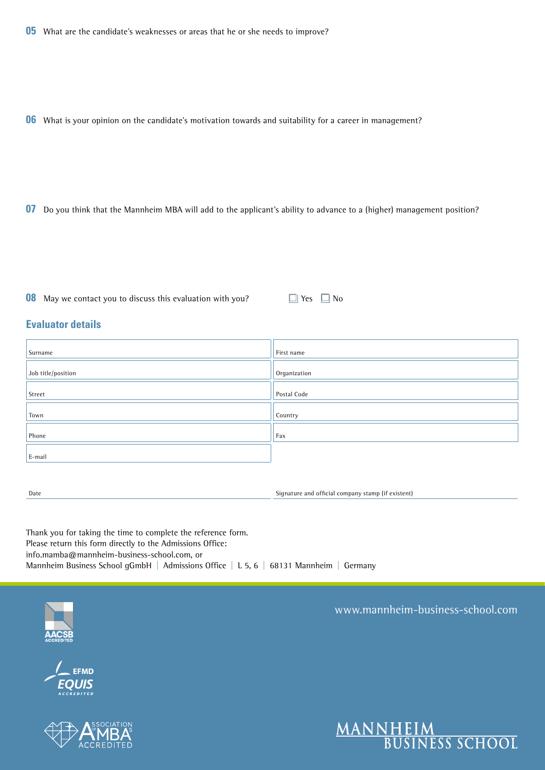**05** What are the candidate's weaknesses or areas that he or she needs to improve?

**06** What is your opinion on the candidate's motivation towards and suitability for a career in management?

**07** Do you think that the Mannheim MBA will add to the applicant's ability to advance to a (higher) management position?

**08** May we contact you to discuss this evaluation with you? ☐ Yes ☐ No

## Evaluator details

| | |
|---|---|
| Surname | First name |
| Job title/position | Organization |
| Street | Postal Code |
| Town | Country |
| Phone | Fax |
| E-mail | |

Date

Signature and official company stamp (if existent)

Thank you for taking the time to complete the reference form.
Please return this form directly to the Admissions Office:
info.mamba@mannheim-business-school.com, or
Mannheim Business School gGmbH | Admissions Office | L 5, 6 | 68131 Mannheim | Germany

AACSB ACCREDITED

EFMD EQUIS ACCREDITED

ASSOCIATION OF MBAS ACCREDITED

www.mannheim-business-school.com

MANNHEIM BUSINESS SCHOOL